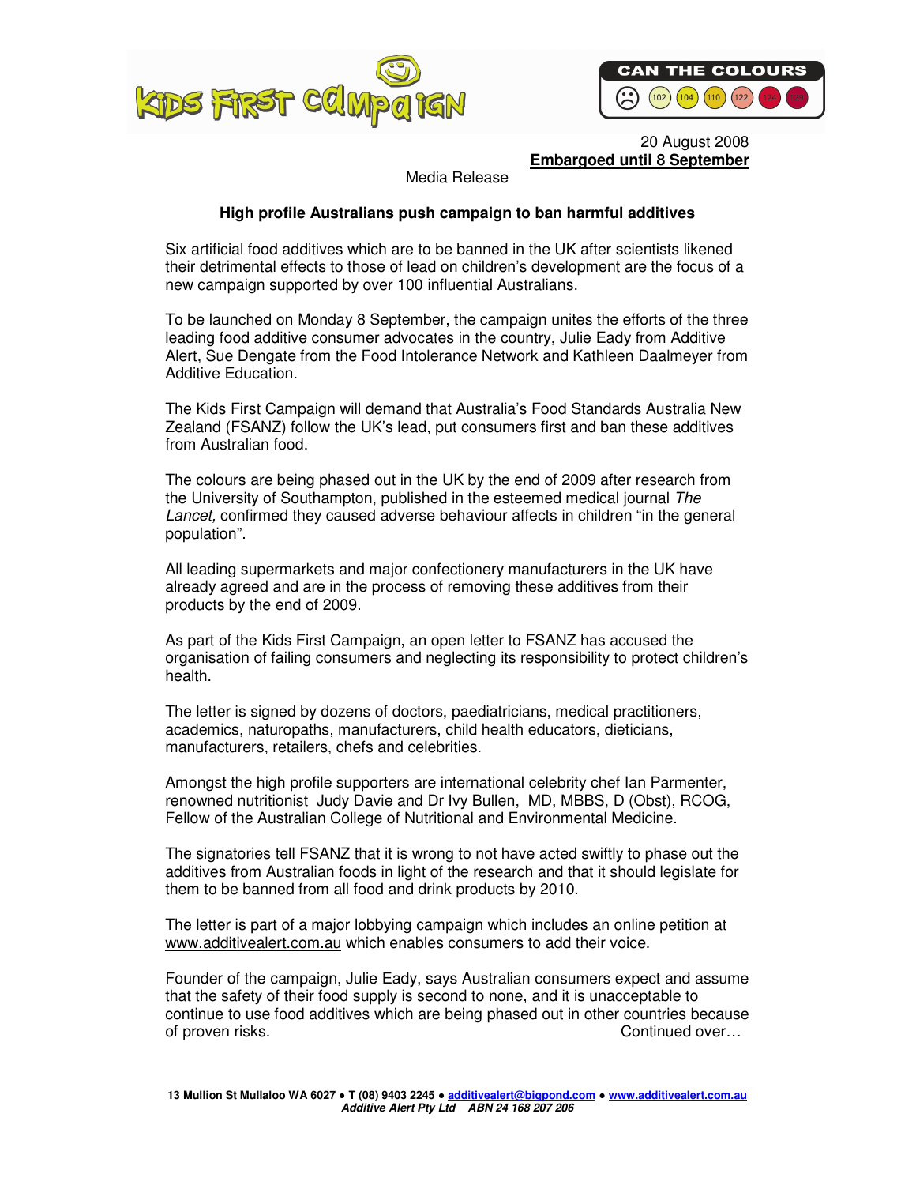KIDS FIRST CAMPAIGN

CAN THE COLOURS

102 104 110 122 124 129

20 August 2008
**Embargoed until 8 September**

Media Release

**High profile Australians push campaign to ban harmful additives**

Six artificial food additives which are to be banned in the UK after scientists likened their detrimental effects to those of lead on children's development are the focus of a new campaign supported by over 100 influential Australians.

To be launched on Monday 8 September, the campaign unites the efforts of the three leading food additive consumer advocates in the country, Julie Eady from Additive Alert, Sue Dengate from the Food Intolerance Network and Kathleen Daalmeyer from Additive Education.

The Kids First Campaign will demand that Australia's Food Standards Australia New Zealand (FSANZ) follow the UK's lead, put consumers first and ban these additives from Australian food.

The colours are being phased out in the UK by the end of 2009 after research from the University of Southampton, published in the esteemed medical journal *The Lancet,* confirmed they caused adverse behaviour affects in children "in the general population".

All leading supermarkets and major confectionery manufacturers in the UK have already agreed and are in the process of removing these additives from their products by the end of 2009.

As part of the Kids First Campaign, an open letter to FSANZ has accused the organisation of failing consumers and neglecting its responsibility to protect children's health.

The letter is signed by dozens of doctors, paediatricians, medical practitioners, academics, naturopaths, manufacturers, child health educators, dieticians, manufacturers, retailers, chefs and celebrities.

Amongst the high profile supporters are international celebrity chef Ian Parmenter, renowned nutritionist Judy Davie and Dr Ivy Bullen, MD, MBBS, D (Obst), RCOG, Fellow of the Australian College of Nutritional and Environmental Medicine.

The signatories tell FSANZ that it is wrong to not have acted swiftly to phase out the additives from Australian foods in light of the research and that it should legislate for them to be banned from all food and drink products by 2010.

The letter is part of a major lobbying campaign which includes an online petition at www.additivealert.com.au which enables consumers to add their voice.

Founder of the campaign, Julie Eady, says Australian consumers expect and assume that the safety of their food supply is second to none, and it is unacceptable to continue to use food additives which are being phased out in other countries because of proven risks.

Continued over…

**13 Mullion St Mullaloo WA 6027 • T (08) 9403 2245 • additivealert@bigpond.com • www.additivealert.com.au**
***Additive Alert Pty Ltd ABN 24 168 207 206***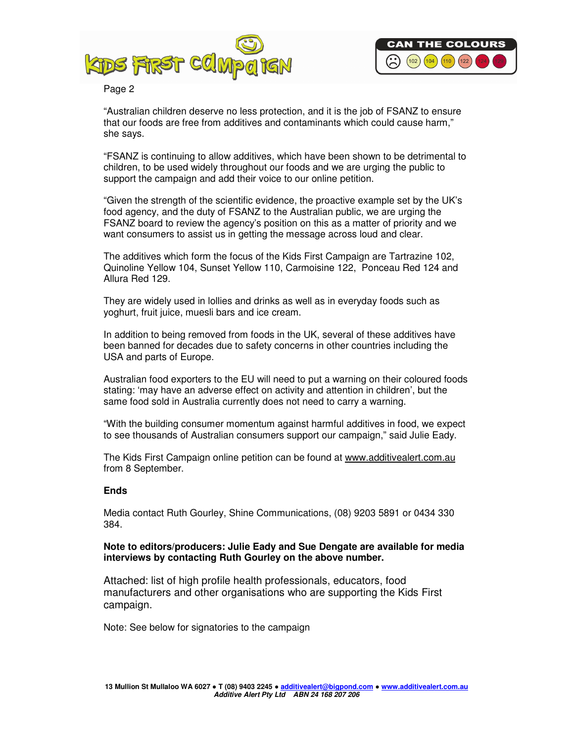"Australian children deserve no less protection, and it is the job of FSANZ to ensure that our foods are free from additives and contaminants which could cause harm," she says.

"FSANZ is continuing to allow additives, which have been shown to be detrimental to children, to be used widely throughout our foods and we are urging the public to support the campaign and add their voice to our online petition.

"Given the strength of the scientific evidence, the proactive example set by the UK's food agency, and the duty of FSANZ to the Australian public, we are urging the FSANZ board to review the agency's position on this as a matter of priority and we want consumers to assist us in getting the message across loud and clear.

The additives which form the focus of the Kids First Campaign are Tartrazine 102, Quinoline Yellow 104, Sunset Yellow 110, Carmoisine 122, Ponceau Red 124 and Allura Red 129.

They are widely used in lollies and drinks as well as in everyday foods such as yoghurt, fruit juice, muesli bars and ice cream.

In addition to being removed from foods in the UK, several of these additives have been banned for decades due to safety concerns in other countries including the USA and parts of Europe.

Australian food exporters to the EU will need to put a warning on their coloured foods stating: 'may have an adverse effect on activity and attention in children', but the same food sold in Australia currently does not need to carry a warning.

"With the building consumer momentum against harmful additives in food, we expect to see thousands of Australian consumers support our campaign," said Julie Eady.

The Kids First Campaign online petition can be found at www.additivealert.com.au from 8 September.

**Ends**

Media contact Ruth Gourley, Shine Communications, (08) 9203 5891 or 0434 330 384.

**Note to editors/producers: Julie Eady and Sue Dengate are available for media interviews by contacting Ruth Gourley on the above number.**

Attached: list of high profile health professionals, educators, food manufacturers and other organisations who are supporting the Kids First campaign.

Note: See below for signatories to the campaign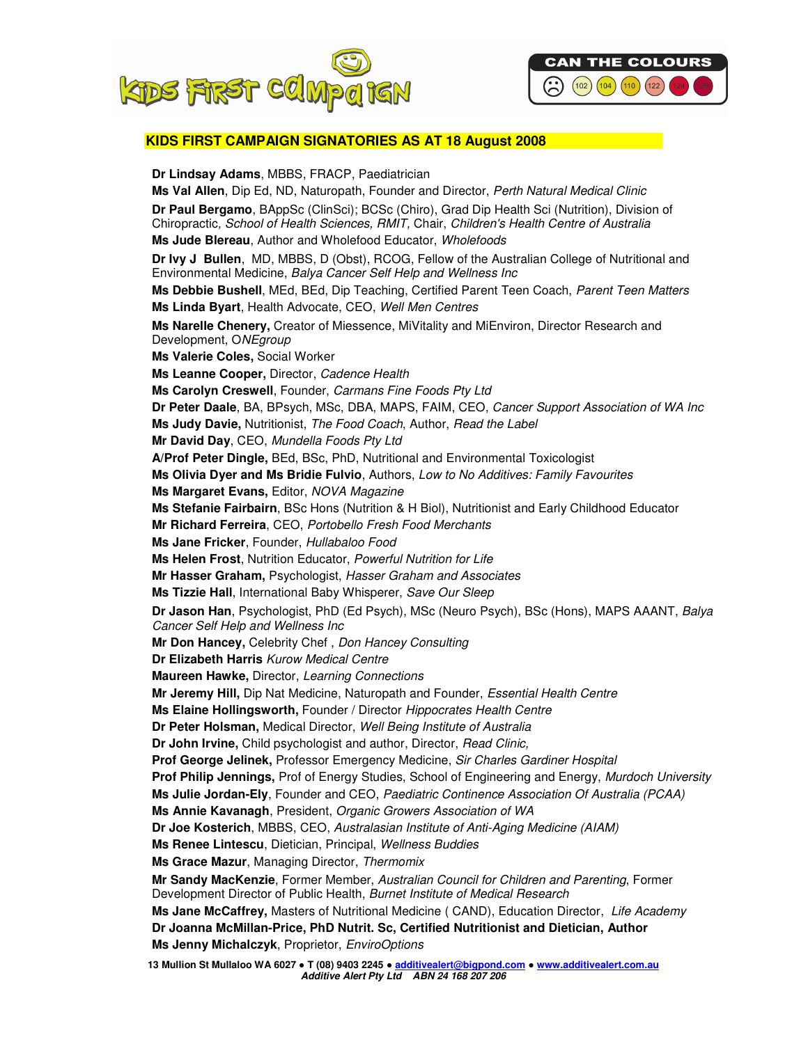## KIDS FIRST CAMPAIGN SIGNATORIES AS AT 18 August 2008

**Dr Lindsay Adams**, MBBS, FRACP, Paediatrician
**Ms Val Allen**, Dip Ed, ND, Naturopath, Founder and Director, *Perth Natural Medical Clinic*
**Dr Paul Bergamo**, BAppSc (ClinSci); BCSc (Chiro), Grad Dip Health Sci (Nutrition), Division of Chiropractic*, School of Health Sciences, RMIT,* Chair, *Children's Health Centre of Australia*
**Ms Jude Blereau**, Author and Wholefood Educator, *Wholefoods*
**Dr Ivy J Bullen**, MD, MBBS, D (Obst), RCOG, Fellow of the Australian College of Nutritional and Environmental Medicine, *Balya Cancer Self Help and Wellness Inc*
**Ms Debbie Bushell**, MEd, BEd, Dip Teaching, Certified Parent Teen Coach, *Parent Teen Matters*
**Ms Linda Byart**, Health Advocate, CEO, *Well Men Centres*
**Ms Narelle Chenery,** Creator of Miessence, MiVitality and MiEnviron, Director Research and Development, O*NEgroup*
**Ms Valerie Coles,** Social Worker
**Ms Leanne Cooper,** Director, *Cadence Health*
**Ms Carolyn Creswell**, Founder, *Carmans Fine Foods Pty Ltd*
**Dr Peter Daale**, BA, BPsych, MSc, DBA, MAPS, FAIM, CEO, *Cancer Support Association of WA Inc*
**Ms Judy Davie,** Nutritionist, *The Food Coach*, Author, *Read the Label*
**Mr David Day**, CEO, *Mundella Foods Pty Ltd*
**A/Prof Peter Dingle,** BEd, BSc, PhD, Nutritional and Environmental Toxicologist
**Ms Olivia Dyer and Ms Bridie Fulvio**, Authors, *Low to No Additives: Family Favourites*
**Ms Margaret Evans,** Editor, *NOVA Magazine*
**Ms Stefanie Fairbairn**, BSc Hons (Nutrition & H Biol), Nutritionist and Early Childhood Educator
**Mr Richard Ferreira**, CEO, *Portobello Fresh Food Merchants*
**Ms Jane Fricker**, Founder, *Hullabaloo Food*
**Ms Helen Frost**, Nutrition Educator, *Powerful Nutrition for Life*
**Mr Hasser Graham,** Psychologist, *Hasser Graham and Associates*
**Ms Tizzie Hall**, International Baby Whisperer, *Save Our Sleep*
**Dr Jason Han**, Psychologist, PhD (Ed Psych), MSc (Neuro Psych), BSc (Hons), MAPS AAANT, *Balya Cancer Self Help and Wellness Inc*
**Mr Don Hancey,** Celebrity Chef , *Don Hancey Consulting*
**Dr Elizabeth Harris** *Kurow Medical Centre*
**Maureen Hawke,** Director, *Learning Connections*
**Mr Jeremy Hill,** Dip Nat Medicine, Naturopath and Founder, *Essential Health Centre*
**Ms Elaine Hollingsworth,** Founder / Director *Hippocrates Health Centre*
**Dr Peter Holsman,** Medical Director, *Well Being Institute of Australia*
**Dr John Irvine,** Child psychologist and author, Director, *Read Clinic,*
**Prof George Jelinek,** Professor Emergency Medicine, *Sir Charles Gardiner Hospital*
**Prof Philip Jennings,** Prof of Energy Studies, School of Engineering and Energy, *Murdoch University*
**Ms Julie Jordan-Ely**, Founder and CEO, *Paediatric Continence Association Of Australia (PCAA)*
**Ms Annie Kavanagh**, President, *Organic Growers Association of WA*
**Dr Joe Kosterich**, MBBS, CEO, *Australasian Institute of Anti-Aging Medicine (AIAM)*
**Ms Renee Lintescu**, Dietician, Principal, *Wellness Buddies*
**Ms Grace Mazur**, Managing Director, *Thermomix*
**Mr Sandy MacKenzie**, Former Member, *Australian Council for Children and Parenting*, Former Development Director of Public Health, *Burnet Institute of Medical Research*
**Ms Jane McCaffrey,** Masters of Nutritional Medicine ( CAND), Education Director, *Life Academy*
**Dr Joanna McMillan-Price, PhD Nutrit. Sc, Certified Nutritionist and Dietician, Author**
**Ms Jenny Michalczyk**, Proprietor, *EnviroOptions*

13 Mullion St Mullaloo WA 6027 • T (08) 9403 2245 • additivealert@bigpond.com • www.additivealert.com.au
*Additive Alert Pty Ltd ABN 24 168 207 206*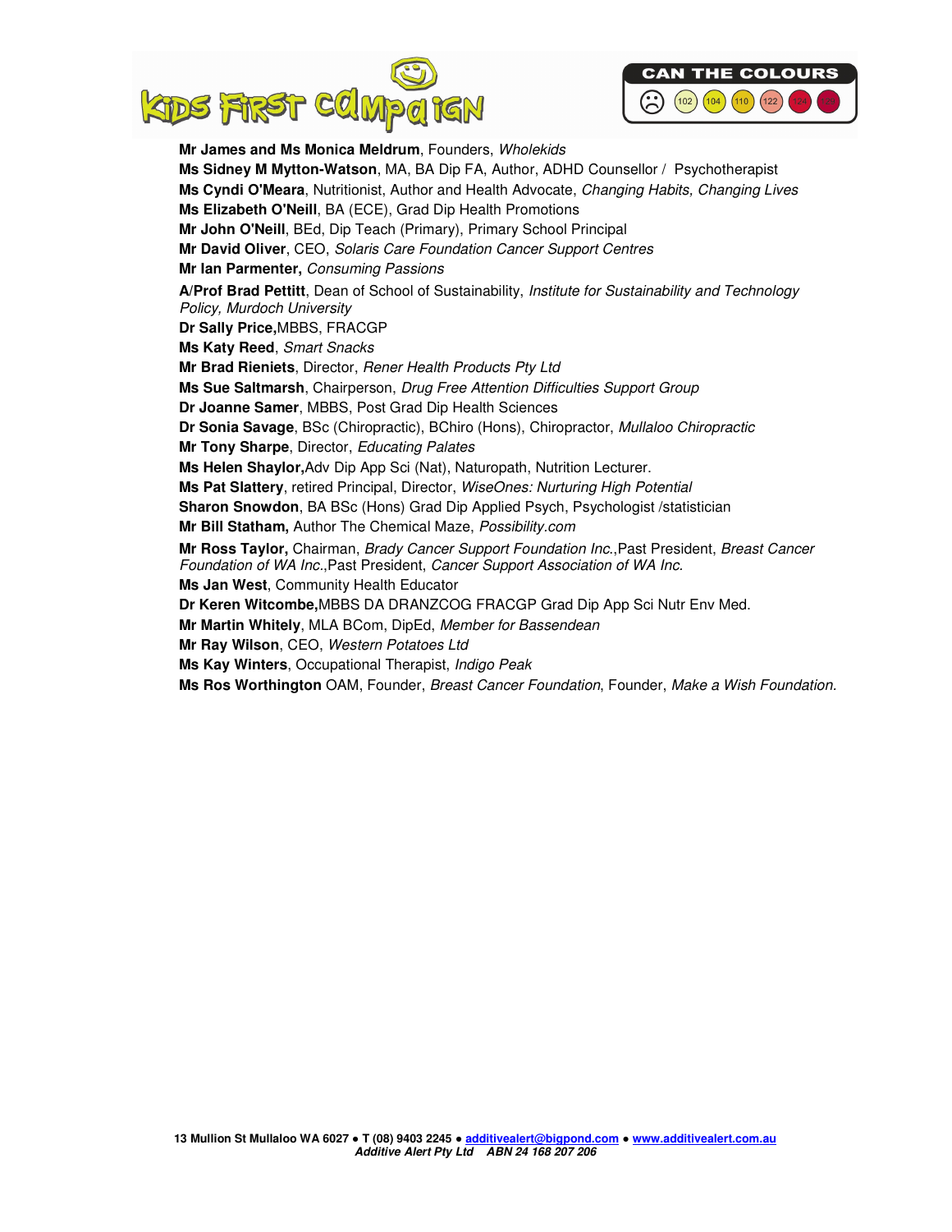**Mr James and Ms Monica Meldrum**, Founders, *Wholekids*
**Ms Sidney M Mytton-Watson**, MA, BA Dip FA, Author, ADHD Counsellor / Psychotherapist
**Ms Cyndi O'Meara**, Nutritionist, Author and Health Advocate, *Changing Habits, Changing Lives*
**Ms Elizabeth O'Neill**, BA (ECE), Grad Dip Health Promotions
**Mr John O'Neill**, BEd, Dip Teach (Primary), Primary School Principal
**Mr David Oliver**, CEO, *Solaris Care Foundation Cancer Support Centres*
**Mr Ian Parmenter,** *Consuming Passions*
**A/Prof Brad Pettitt**, Dean of School of Sustainability, *Institute for Sustainability and Technology Policy, Murdoch University*
**Dr Sally Price,**MBBS, FRACGP
**Ms Katy Reed**, *Smart Snacks*
**Mr Brad Rieniets**, Director, *Rener Health Products Pty Ltd*
**Ms Sue Saltmarsh**, Chairperson, *Drug Free Attention Difficulties Support Group*
**Dr Joanne Samer**, MBBS, Post Grad Dip Health Sciences
**Dr Sonia Savage**, BSc (Chiropractic), BChiro (Hons), Chiropractor, *Mullaloo Chiropractic*
**Mr Tony Sharpe**, Director, *Educating Palates*
**Ms Helen Shaylor,**Adv Dip App Sci (Nat), Naturopath, Nutrition Lecturer.
**Ms Pat Slattery**, retired Principal, Director, *WiseOnes: Nurturing High Potential*
**Sharon Snowdon**, BA BSc (Hons) Grad Dip Applied Psych, Psychologist /statistician
**Mr Bill Statham,** Author The Chemical Maze, *Possibility.com*
**Mr Ross Taylor,** Chairman, *Brady Cancer Support Foundation Inc.*,Past President, *Breast Cancer Foundation of WA Inc.*,Past President, *Cancer Support Association of WA Inc.*
**Ms Jan West**, Community Health Educator
**Dr Keren Witcombe,**MBBS DA DRANZCOG FRACGP Grad Dip App Sci Nutr Env Med.
**Mr Martin Whitely**, MLA BCom, DipEd, *Member for Bassendean*
**Mr Ray Wilson**, CEO, *Western Potatoes Ltd*
**Ms Kay Winters**, Occupational Therapist, *Indigo Peak*
**Ms Ros Worthington** OAM, Founder, *Breast Cancer Foundation*, Founder, *Make a Wish Foundation.*